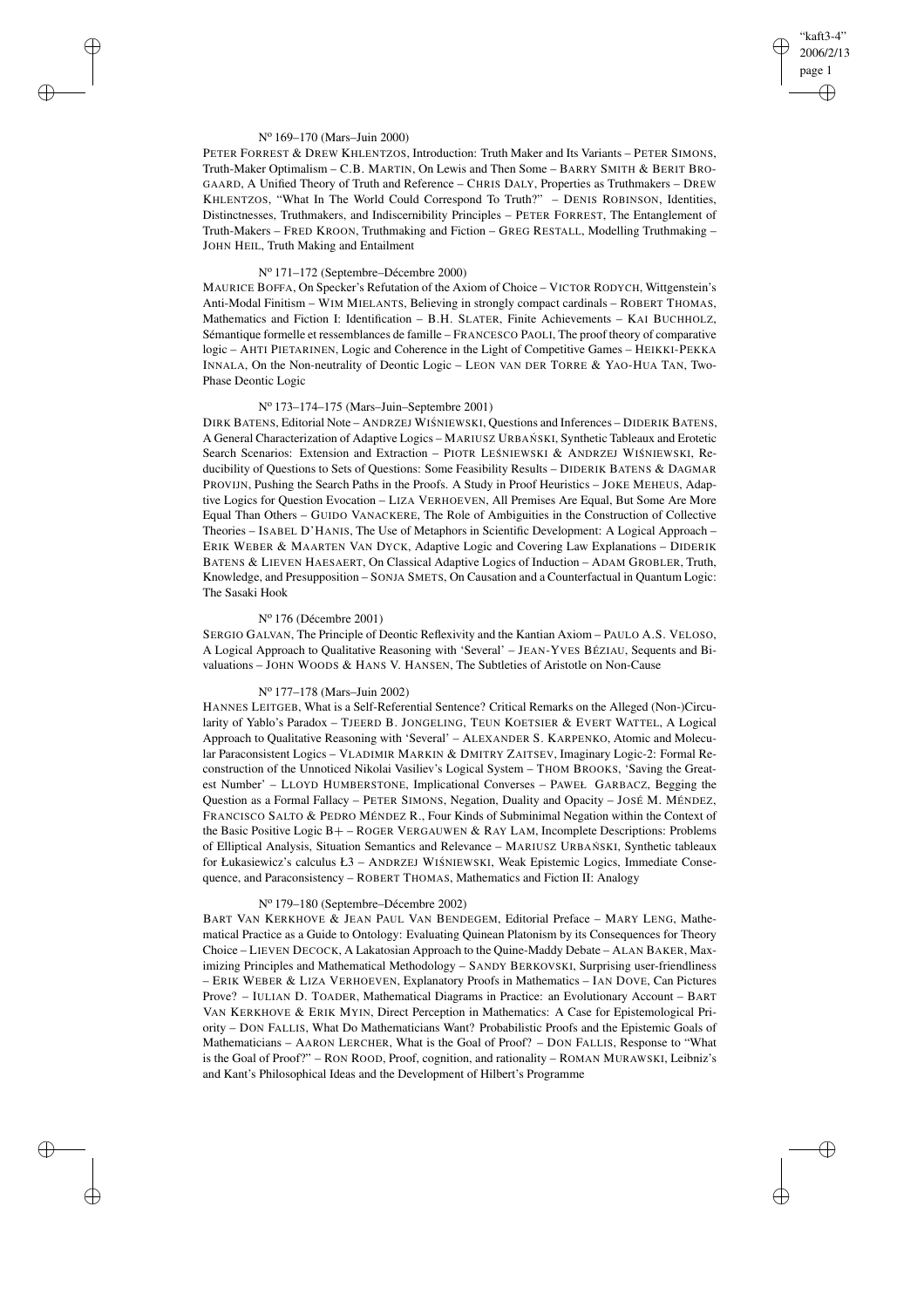#### N° 169–170 (Mars–Juin 2000)

PETER FORREST & DREW KHLENTZOS, Introduction: Truth Maker and Its Variants – PETER SIMONS, Truth-Maker Optimalism – C.B. MARTIN, On Lewis and Then Some – BARRY SMITH & BERIT BROGAARD, A Unified Theory of Truth and Reference – CHRIS DALY, Properties as Truthmakers – DREW KHLENTZOS, "What In The World Could Correspond To Truth?" – DENIS ROBINSON, Identities, Distinctnesses, Truthmakers, and Indiscernibility Principles – PETER FORREST, The Entanglement of Truth-Makers – FRED KROON, Truthmaking and Fiction – GREG RESTALL, Modelling Truthmaking – JOHN HEIL, Truth Making and Entailment

#### N° 171–172 (Septembre–Décembre 2000)

MAURICE BOFFA, On Specker's Refutation of the Axiom of Choice – VICTOR RODYCH, Wittgenstein's Anti-Modal Finitism – WIM MIELANTS, Believing in strongly compact cardinals – ROBERT THOMAS, Mathematics and Fiction I: Identification – B.H. SLATER, Finite Achievements – KAI BUCHHOLZ, Sémantique formelle et ressemblances de famille – FRANCESCO PAOLI, The proof theory of comparative logic – AHTI PIETARINEN, Logic and Coherence in the Light of Competitive Games – HEIKKI-PEKKA INNALA, On the Non-neutrality of Deontic Logic – LEON VAN DER TORRE & YAO-HUA TAN, Two-Phase Deontic Logic

#### N° 173–174–175 (Mars–Juin–Septembre 2001)

DIRK BATENS, Editorial Note – ANDRZEJ WIŚNIEWSKI, Questions and Inferences – DIDERIK BATENS, A General Characterization of Adaptive Logics – MARIUSZ URBAŃSKI, Synthetic Tableaux and Erotetic Search Scenarios: Extension and Extraction – PIOTR LEŚNIEWSKI & ANDRZEJ WIŚNIEWSKI, Reducibility of Questions to Sets of Questions: Some Feasibility Results – DIDERIK BATENS & DAGMAR PROVIJN, Pushing the Search Paths in the Proofs. A Study in Proof Heuristics – JOKE MEHEUS, Adaptive Logics for Question Evocation – LIZA VERHOEVEN, All Premises Are Equal, But Some Are More Equal Than Others – GUIDO VANACKERE, The Role of Ambiguities in the Construction of Collective Theories – ISABEL D'HANIS, The Use of Metaphors in Scientific Development: A Logical Approach – ERIK WEBER & MAARTEN VAN DYCK, Adaptive Logic and Covering Law Explanations – DIDERIK BATENS & LIEVEN HAESAERT, On Classical Adaptive Logics of Induction – ADAM GROBLER, Truth, Knowledge, and Presupposition – SONJA SMETS, On Causation and a Counterfactual in Quantum Logic: The Sasaki Hook

#### N° 176 (Décembre 2001)

SERGIO GALVAN, The Principle of Deontic Reflexivity and the Kantian Axiom – PAULO A.S. VELOSO, A Logical Approach to Qualitative Reasoning with 'Several' – JEAN-YVES BÉZIAU, Sequents and Bivaluations – JOHN WOODS & HANS V. HANSEN, The Subtleties of Aristotle on Non-Cause

#### N° 177–178 (Mars–Juin 2002)

HANNES LEITGEB, What is a Self-Referential Sentence? Critical Remarks on the Alleged (Non-)Circularity of Yablo's Paradox – TJEERD B. JONGELING, TEUN KOETSIER & EVERT WATTEL, A Logical Approach to Qualitative Reasoning with 'Several' – ALEXANDER S. KARPENKO, Atomic and Molecular Paraconsistent Logics – VLADIMIR MARKIN & DMITRY ZAITSEV, Imaginary Logic-2: Formal Reconstruction of the Unnoticed Nikolai Vasiliev's Logical System – THOM BROOKS, 'Saving the Greatest Number' – LLOYD HUMBERSTONE, Implicational Converses – PAWEŁ GARBACZ, Begging the Question as a Formal Fallacy – PETER SIMONS, Negation, Duality and Opacity – JOSÉ M. MÉNDEZ, FRANCISCO SALTO & PEDRO MÉNDEZ R., Four Kinds of Subminimal Negation within the Context of the Basic Positive Logic B+ – ROGER VERGAUWEN & RAY LAM, Incomplete Descriptions: Problems of Elliptical Analysis, Situation Semantics and Relevance – MARIUSZ URBAŃSKI, Synthetic tableaux for Łukasiewicz's calculus Ł3 – ANDRZEJ WIŚNIEWSKI, Weak Epistemic Logics, Immediate Consequence, and Paraconsistency – ROBERT THOMAS, Mathematics and Fiction II: Analogy

#### N° 179–180 (Septembre–Décembre 2002)

BART VAN KERKHOVE & JEAN PAUL VAN BENDEGEM, Editorial Preface – MARY LENG, Mathematical Practice as a Guide to Ontology: Evaluating Quinean Platonism by its Consequences for Theory Choice – LIEVEN DECOCK, A Lakatosian Approach to the Quine-Maddy Debate – ALAN BAKER, Maximizing Principles and Mathematical Methodology – SANDY BERKOVSKI, Surprising user-friendliness – ERIK WEBER & LIZA VERHOEVEN, Explanatory Proofs in Mathematics – IAN DOVE, Can Pictures Prove? – IULIAN D. TOADER, Mathematical Diagrams in Practice: an Evolutionary Account – BART VAN KERKHOVE & ERIK MYIN, Direct Perception in Mathematics: A Case for Epistemological Priority – DON FALLIS, What Do Mathematicians Want? Probabilistic Proofs and the Epistemic Goals of Mathematicians – AARON LERCHER, What is the Goal of Proof? – DON FALLIS, Response to "What is the Goal of Proof?" – RON ROOD, Proof, cognition, and rationality – ROMAN MURAWSKI, Leibniz's and Kant's Philosophical Ideas and the Development of Hilbert's Programme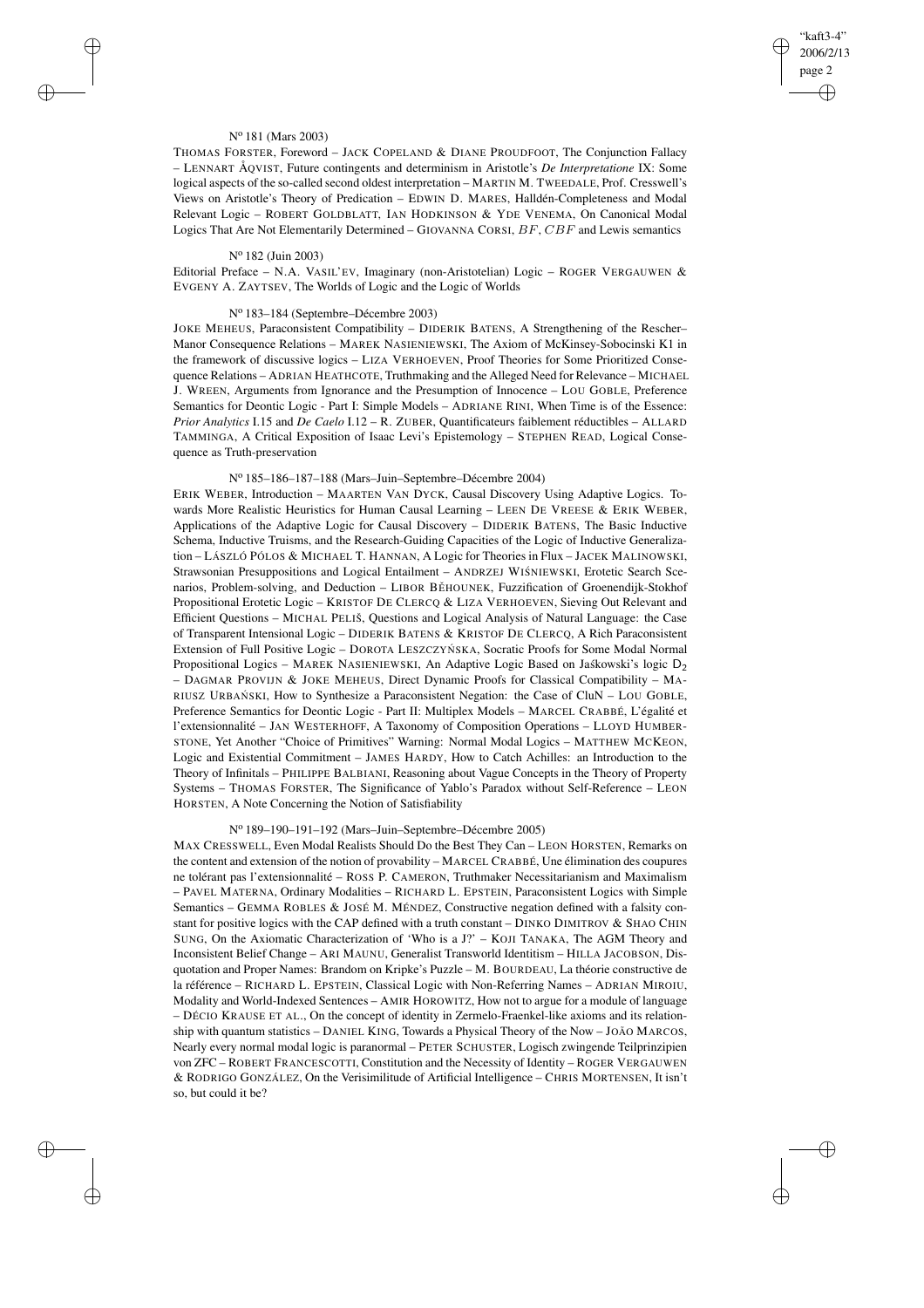N° 181 (Mars 2003)

THOMAS FORSTER, Foreword – JACK COPELAND & DIANE PROUDFOOT, The Conjunction Fallacy – LENNART ÅQVIST, Future contingents and determinism in Aristotle's *De Interpretatione* IX: Some logical aspects of the so-called second oldest interpretation – MARTIN M. TWEEDALE, Prof. Cresswell's Views on Aristotle's Theory of Predication – EDWIN D. MARES, Halldén-Completeness and Modal Relevant Logic – ROBERT GOLDBLATT, IAN HODKINSON & YDE VENEMA, On Canonical Modal Logics That Are Not Elementarily Determined – GIOVANNA CORSI, $BF$, $CBF$ and Lewis semantics

N° 182 (Juin 2003)

Editorial Preface – N.A. VASIL'EV, Imaginary (non-Aristotelian) Logic – ROGER VERGAUWEN & EVGENY A. ZAYTSEV, The Worlds of Logic and the Logic of Worlds

N° 183–184 (Septembre–Décembre 2003)

JOKE MEHEUS, Paraconsistent Compatibility – DIDERIK BATENS, A Strengthening of the Rescher–Manor Consequence Relations – MAREK NASIENIEWSKI, The Axiom of McKinsey-Sobocinski K1 in the framework of discussive logics – LIZA VERHOEVEN, Proof Theories for Some Prioritized Consequence Relations – ADRIAN HEATHCOTE, Truthmaking and the Alleged Need for Relevance – MICHAEL J. WREEN, Arguments from Ignorance and the Presumption of Innocence – LOU GOBLE, Preference Semantics for Deontic Logic - Part I: Simple Models – ADRIANE RINI, When Time is of the Essence: *Prior Analytics* I.15 and *De Caelo* I.12 – R. ZUBER, Quantificateurs faiblement réductibles – ALLARD TAMMINGA, A Critical Exposition of Isaac Levi's Epistemology – STEPHEN READ, Logical Consequence as Truth-preservation

N° 185–186–187–188 (Mars–Juin–Septembre–Décembre 2004)

ERIK WEBER, Introduction – MAARTEN VAN DYCK, Causal Discovery Using Adaptive Logics. Towards More Realistic Heuristics for Human Causal Learning – LEEN DE VREESE & ERIK WEBER, Applications of the Adaptive Logic for Causal Discovery – DIDERIK BATENS, The Basic Inductive Schema, Inductive Truisms, and the Research-Guiding Capacities of the Logic of Inductive Generalization – LÁSZLÓ PÓLOS & MICHAEL T. HANNAN, A Logic for Theories in Flux – JACEK MALINOWSKI, Strawsonian Presuppositions and Logical Entailment – ANDRZEJ WIŚNIEWSKI, Erotetic Search Scenarios, Problem-solving, and Deduction – LIBOR BĚHOUNEK, Fuzzification of Groenendijk-Stokhof Propositional Erotetic Logic – KRISTOF DE CLERCQ & LIZA VERHOEVEN, Sieving Out Relevant and Efficient Questions – MICHAL PELIŠ, Questions and Logical Analysis of Natural Language: the Case of Transparent Intensional Logic – DIDERIK BATENS & KRISTOF DE CLERCQ, A Rich Paraconsistent Extension of Full Positive Logic – DOROTA LESZCZYŃSKA, Socratic Proofs for Some Modal Normal Propositional Logics – MAREK NASIENIEWSKI, An Adaptive Logic Based on Jaśkowski's logic $D_2$ – DAGMAR PROVIJN & JOKE MEHEUS, Direct Dynamic Proofs for Classical Compatibility – MARIUSZ URBAŃSKI, How to Synthesize a Paraconsistent Negation: the Case of CluN – LOU GOBLE, Preference Semantics for Deontic Logic - Part II: Multiplex Models – MARCEL CRABBÉ, L'égalité et l'extensionnalité – JAN WESTERHOFF, A Taxonomy of Composition Operations – LLOYD HUMBERSTONE, Yet Another "Choice of Primitives" Warning: Normal Modal Logics – MATTHEW MCKEON, Logic and Existential Commitment – JAMES HARDY, How to Catch Achilles: an Introduction to the Theory of Infinitals – PHILIPPE BALBIANI, Reasoning about Vague Concepts in the Theory of Property Systems – THOMAS FORSTER, The Significance of Yablo's Paradox without Self-Reference – LEON HORSTEN, A Note Concerning the Notion of Satisfiability

N° 189–190–191–192 (Mars–Juin–Septembre–Décembre 2005)

MAX CRESSWELL, Even Modal Realists Should Do the Best They Can – LEON HORSTEN, Remarks on the content and extension of the notion of provability – MARCEL CRABBÉ, Une élimination des coupures ne tolérant pas l'extensionnalité – ROSS P. CAMERON, Truthmaker Necessitarianism and Maximalism – PAVEL MATERNA, Ordinary Modalities – RICHARD L. EPSTEIN, Paraconsistent Logics with Simple Semantics – GEMMA ROBLES & JOSÉ M. MÉNDEZ, Constructive negation defined with a falsity constant for positive logics with the CAP defined with a truth constant – DINKO DIMITROV & SHAO CHIN SUNG, On the Axiomatic Characterization of 'Who is a J?' – KOJI TANAKA, The AGM Theory and Inconsistent Belief Change – ARI MAUNU, Generalist Transworld Identitism – HILLA JACOBSON, Disquotation and Proper Names: Brandom on Kripke's Puzzle – M. BOURDEAU, La théorie constructive de la référence – RICHARD L. EPSTEIN, Classical Logic with Non-Referring Names – ADRIAN MIROIU, Modality and World-Indexed Sentences – AMIR HOROWITZ, How not to argue for a module of language – DÉCIO KRAUSE ET AL., On the concept of identity in Zermelo-Fraenkel-like axioms and its relationship with quantum statistics – DANIEL KING, Towards a Physical Theory of the Now – JOÃO MARCOS, Nearly every normal modal logic is paranormal – PETER SCHUSTER, Logisch zwingende Teilprinzipien von ZFC – ROBERT FRANCESCOTTI, Constitution and the Necessity of Identity – ROGER VERGAUWEN & RODRIGO GONZÁLEZ, On the Verisimilitude of Artificial Intelligence – CHRIS MORTENSEN, It isn't so, but could it be?